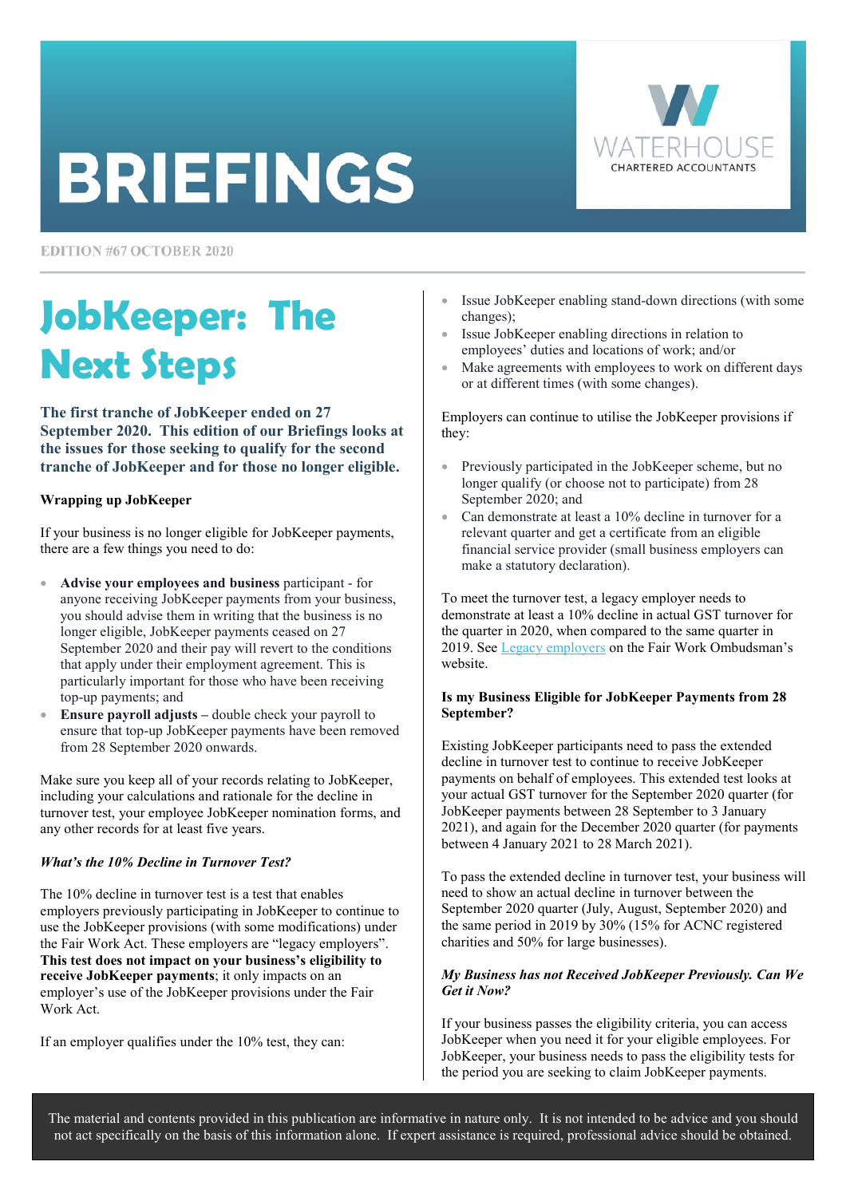# BRIEFINGS

WATERHOUSE CHARTERED ACCOUNTANTS

EDITION #67 OCTOBER 2020

# JobKeeper: The Next Steps

**The first tranche of JobKeeper ended on 27 September 2020. This edition of our Briefings looks at the issues for those seeking to qualify for the second tranche of JobKeeper and for those no longer eligible.**

**Wrapping up JobKeeper**

If your business is no longer eligible for JobKeeper payments, there are a few things you need to do:

- **Advise your employees and business** participant - for anyone receiving JobKeeper payments from your business, you should advise them in writing that the business is no longer eligible, JobKeeper payments ceased on 27 September 2020 and their pay will revert to the conditions that apply under their employment agreement. This is particularly important for those who have been receiving top-up payments; and
- **Ensure payroll adjusts –** double check your payroll to ensure that top-up JobKeeper payments have been removed from 28 September 2020 onwards.

Make sure you keep all of your records relating to JobKeeper, including your calculations and rationale for the decline in turnover test, your employee JobKeeper nomination forms, and any other records for at least five years.

***What's the 10% Decline in Turnover Test?***

The 10% decline in turnover test is a test that enables employers previously participating in JobKeeper to continue to use the JobKeeper provisions (with some modifications) under the Fair Work Act. These employers are "legacy employers". **This test does not impact on your business's eligibility to receive JobKeeper payments**; it only impacts on an employer's use of the JobKeeper provisions under the Fair Work Act.

If an employer qualifies under the 10% test, they can:

- Issue JobKeeper enabling stand-down directions (with some changes);
- Issue JobKeeper enabling directions in relation to employees' duties and locations of work; and/or
- Make agreements with employees to work on different days or at different times (with some changes).

Employers can continue to utilise the JobKeeper provisions if they:

- Previously participated in the JobKeeper scheme, but no longer qualify (or choose not to participate) from 28 September 2020; and
- Can demonstrate at least a 10% decline in turnover for a relevant quarter and get a certificate from an eligible financial service provider (small business employers can make a statutory declaration).

To meet the turnover test, a legacy employer needs to demonstrate at least a 10% decline in actual GST turnover for the quarter in 2020, when compared to the same quarter in 2019. See Legacy employers on the Fair Work Ombudsman's website.

**Is my Business Eligible for JobKeeper Payments from 28 September?**

Existing JobKeeper participants need to pass the extended decline in turnover test to continue to receive JobKeeper payments on behalf of employees. This extended test looks at your actual GST turnover for the September 2020 quarter (for JobKeeper payments between 28 September to 3 January 2021), and again for the December 2020 quarter (for payments between 4 January 2021 to 28 March 2021).

To pass the extended decline in turnover test, your business will need to show an actual decline in turnover between the September 2020 quarter (July, August, September 2020) and the same period in 2019 by 30% (15% for ACNC registered charities and 50% for large businesses).

***My Business has not Received JobKeeper Previously. Can We Get it Now?***

If your business passes the eligibility criteria, you can access JobKeeper when you need it for your eligible employees. For JobKeeper, your business needs to pass the eligibility tests for the period you are seeking to claim JobKeeper payments.

The material and contents provided in this publication are informative in nature only. It is not intended to be advice and you should not act specifically on the basis of this information alone. If expert assistance is required, professional advice should be obtained.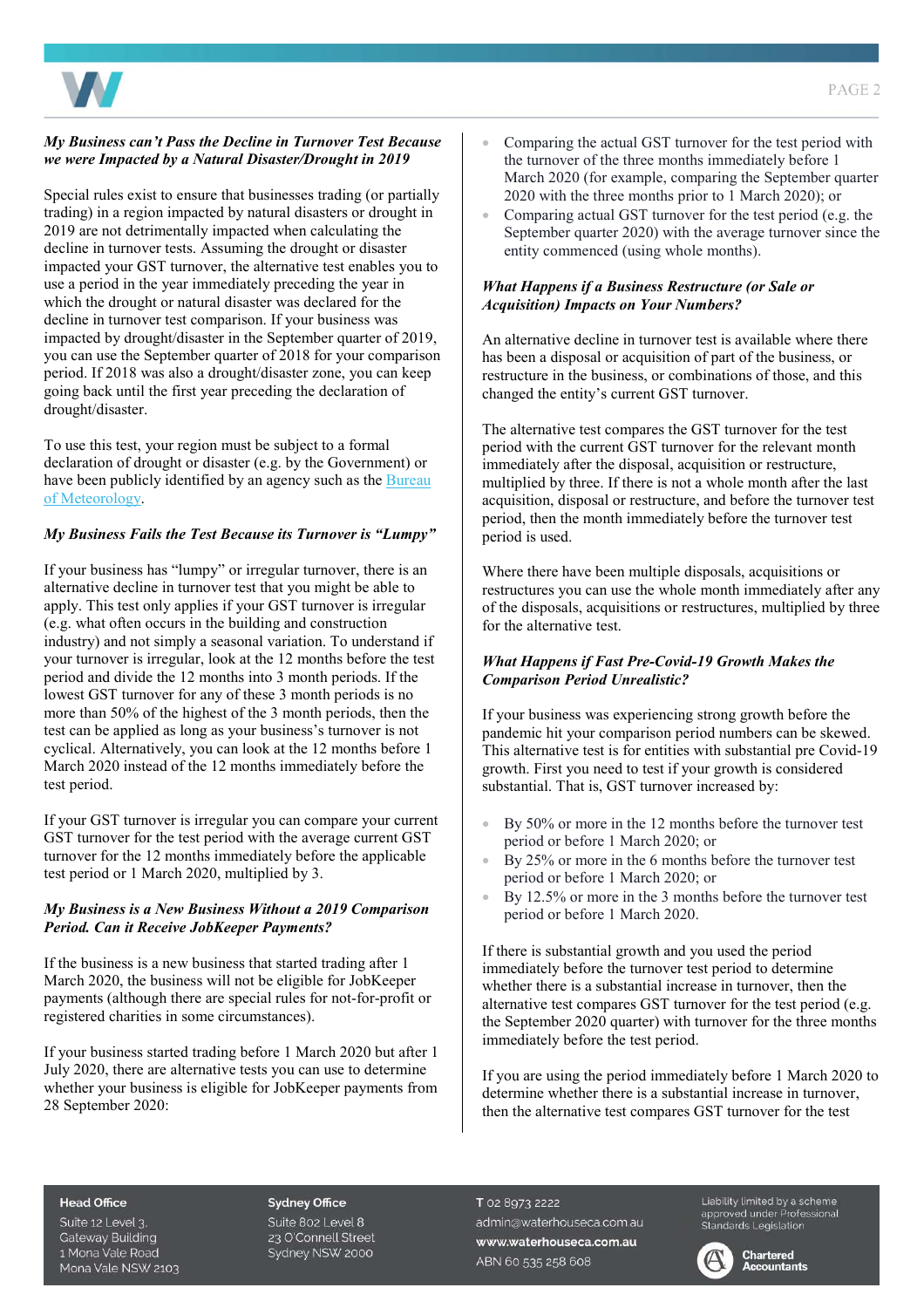### *My Business can't Pass the Decline in Turnover Test Because we were Impacted by a Natural Disaster/Drought in 2019*

Special rules exist to ensure that businesses trading (or partially trading) in a region impacted by natural disasters or drought in 2019 are not detrimentally impacted when calculating the decline in turnover tests. Assuming the drought or disaster impacted your GST turnover, the alternative test enables you to use a period in the year immediately preceding the year in which the drought or natural disaster was declared for the decline in turnover test comparison. If your business was impacted by drought/disaster in the September quarter of 2019, you can use the September quarter of 2018 for your comparison period. If 2018 was also a drought/disaster zone, you can keep going back until the first year preceding the declaration of drought/disaster.

To use this test, your region must be subject to a formal declaration of drought or disaster (e.g. by the Government) or have been publicly identified by an agency such as the Bureau of Meteorology.

### *My Business Fails the Test Because its Turnover is "Lumpy"*

If your business has "lumpy" or irregular turnover, there is an alternative decline in turnover test that you might be able to apply. This test only applies if your GST turnover is irregular (e.g. what often occurs in the building and construction industry) and not simply a seasonal variation. To understand if your turnover is irregular, look at the 12 months before the test period and divide the 12 months into 3 month periods. If the lowest GST turnover for any of these 3 month periods is no more than 50% of the highest of the 3 month periods, then the test can be applied as long as your business's turnover is not cyclical. Alternatively, you can look at the 12 months before 1 March 2020 instead of the 12 months immediately before the test period.

If your GST turnover is irregular you can compare your current GST turnover for the test period with the average current GST turnover for the 12 months immediately before the applicable test period or 1 March 2020, multiplied by 3.

### *My Business is a New Business Without a 2019 Comparison Period. Can it Receive JobKeeper Payments?*

If the business is a new business that started trading after 1 March 2020, the business will not be eligible for JobKeeper payments (although there are special rules for not-for-profit or registered charities in some circumstances).

If your business started trading before 1 March 2020 but after 1 July 2020, there are alternative tests you can use to determine whether your business is eligible for JobKeeper payments from 28 September 2020:

- Comparing the actual GST turnover for the test period with the turnover of the three months immediately before 1 March 2020 (for example, comparing the September quarter 2020 with the three months prior to 1 March 2020); or
- Comparing actual GST turnover for the test period (e.g. the September quarter 2020) with the average turnover since the entity commenced (using whole months).

### *What Happens if a Business Restructure (or Sale or Acquisition) Impacts on Your Numbers?*

An alternative decline in turnover test is available where there has been a disposal or acquisition of part of the business, or restructure in the business, or combinations of those, and this changed the entity's current GST turnover.

The alternative test compares the GST turnover for the test period with the current GST turnover for the relevant month immediately after the disposal, acquisition or restructure, multiplied by three. If there is not a whole month after the last acquisition, disposal or restructure, and before the turnover test period, then the month immediately before the turnover test period is used.

Where there have been multiple disposals, acquisitions or restructures you can use the whole month immediately after any of the disposals, acquisitions or restructures, multiplied by three for the alternative test.

### *What Happens if Fast Pre-Covid-19 Growth Makes the Comparison Period Unrealistic?*

If your business was experiencing strong growth before the pandemic hit your comparison period numbers can be skewed. This alternative test is for entities with substantial pre Covid-19 growth. First you need to test if your growth is considered substantial. That is, GST turnover increased by:

- By 50% or more in the 12 months before the turnover test period or before 1 March 2020; or
- By 25% or more in the 6 months before the turnover test period or before 1 March 2020; or
- By 12.5% or more in the 3 months before the turnover test period or before 1 March 2020.

If there is substantial growth and you used the period immediately before the turnover test period to determine whether there is a substantial increase in turnover, then the alternative test compares GST turnover for the test period (e.g. the September 2020 quarter) with turnover for the three months immediately before the test period.

If you are using the period immediately before 1 March 2020 to determine whether there is a substantial increase in turnover, then the alternative test compares GST turnover for the test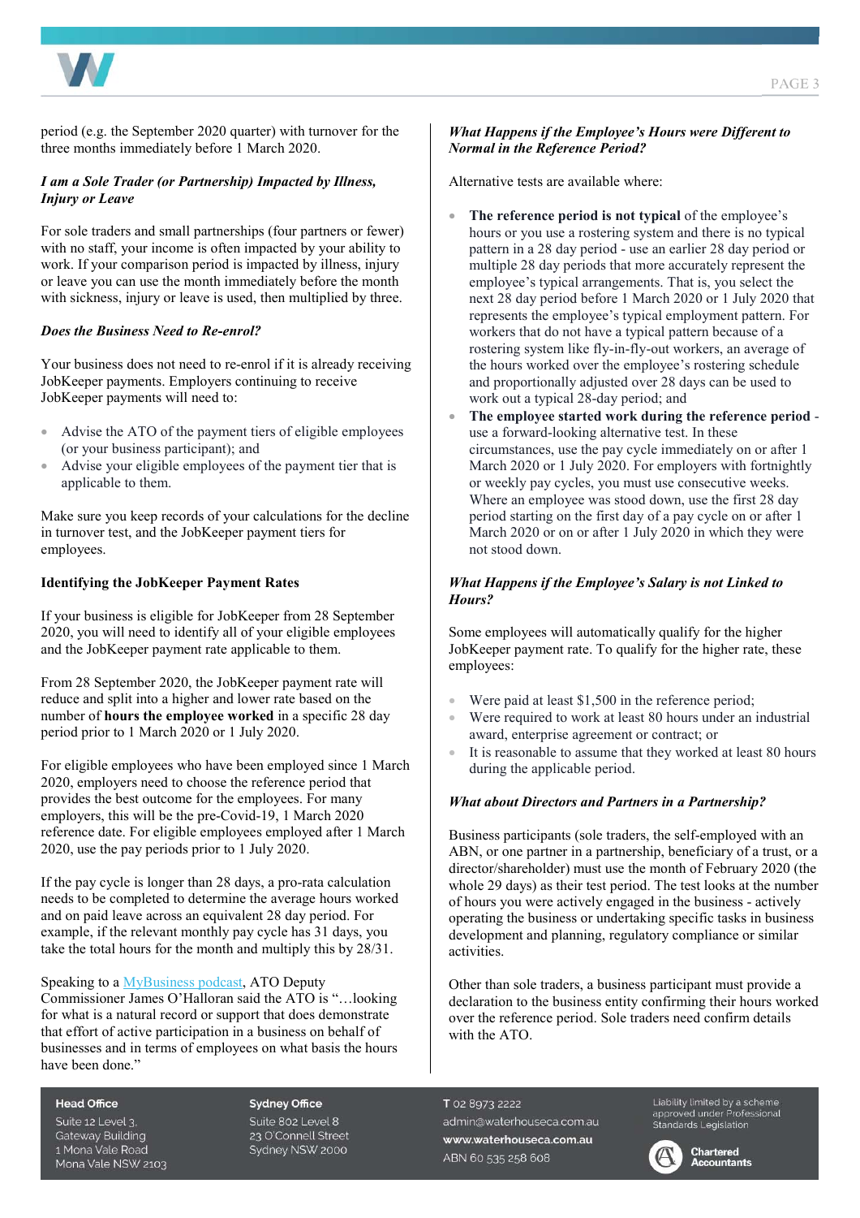period (e.g. the September 2020 quarter) with turnover for the three months immediately before 1 March 2020.

### *I am a Sole Trader (or Partnership) Impacted by Illness, Injury or Leave*

For sole traders and small partnerships (four partners or fewer) with no staff, your income is often impacted by your ability to work. If your comparison period is impacted by illness, injury or leave you can use the month immediately before the month with sickness, injury or leave is used, then multiplied by three.

### *Does the Business Need to Re-enrol?*

Your business does not need to re-enrol if it is already receiving JobKeeper payments. Employers continuing to receive JobKeeper payments will need to:

- Advise the ATO of the payment tiers of eligible employees (or your business participant); and
- Advise your eligible employees of the payment tier that is applicable to them.

Make sure you keep records of your calculations for the decline in turnover test, and the JobKeeper payment tiers for employees.

## Identifying the JobKeeper Payment Rates

If your business is eligible for JobKeeper from 28 September 2020, you will need to identify all of your eligible employees and the JobKeeper payment rate applicable to them.

From 28 September 2020, the JobKeeper payment rate will reduce and split into a higher and lower rate based on the number of **hours the employee worked** in a specific 28 day period prior to 1 March 2020 or 1 July 2020.

For eligible employees who have been employed since 1 March 2020, employers need to choose the reference period that provides the best outcome for the employees. For many employers, this will be the pre-Covid-19, 1 March 2020 reference date. For eligible employees employed after 1 March 2020, use the pay periods prior to 1 July 2020.

If the pay cycle is longer than 28 days, a pro-rata calculation needs to be completed to determine the average hours worked and on paid leave across an equivalent 28 day period. For example, if the relevant monthly pay cycle has 31 days, you take the total hours for the month and multiply this by 28/31.

Speaking to a MyBusiness podcast, ATO Deputy Commissioner James O'Halloran said the ATO is "…looking for what is a natural record or support that does demonstrate that effort of active participation in a business on behalf of businesses and in terms of employees on what basis the hours have been done."

### *What Happens if the Employee's Hours were Different to Normal in the Reference Period?*

Alternative tests are available where:

- **The reference period is not typical** of the employee's hours or you use a rostering system and there is no typical pattern in a 28 day period - use an earlier 28 day period or multiple 28 day periods that more accurately represent the employee's typical arrangements. That is, you select the next 28 day period before 1 March 2020 or 1 July 2020 that represents the employee's typical employment pattern. For workers that do not have a typical pattern because of a rostering system like fly-in-fly-out workers, an average of the hours worked over the employee's rostering schedule and proportionally adjusted over 28 days can be used to work out a typical 28-day period; and
- **The employee started work during the reference period** - use a forward-looking alternative test. In these circumstances, use the pay cycle immediately on or after 1 March 2020 or 1 July 2020. For employers with fortnightly or weekly pay cycles, you must use consecutive weeks. Where an employee was stood down, use the first 28 day period starting on the first day of a pay cycle on or after 1 March 2020 or on or after 1 July 2020 in which they were not stood down.

### *What Happens if the Employee's Salary is not Linked to Hours?*

Some employees will automatically qualify for the higher JobKeeper payment rate. To qualify for the higher rate, these employees:

- Were paid at least $1,500 in the reference period;
- Were required to work at least 80 hours under an industrial award, enterprise agreement or contract; or
- It is reasonable to assume that they worked at least 80 hours during the applicable period.

### *What about Directors and Partners in a Partnership?*

Business participants (sole traders, the self-employed with an ABN, or one partner in a partnership, beneficiary of a trust, or a director/shareholder) must use the month of February 2020 (the whole 29 days) as their test period. The test looks at the number of hours you were actively engaged in the business - actively operating the business or undertaking specific tasks in business development and planning, regulatory compliance or similar activities.

Other than sole traders, a business participant must provide a declaration to the business entity confirming their hours worked over the reference period. Sole traders need confirm details with the ATO.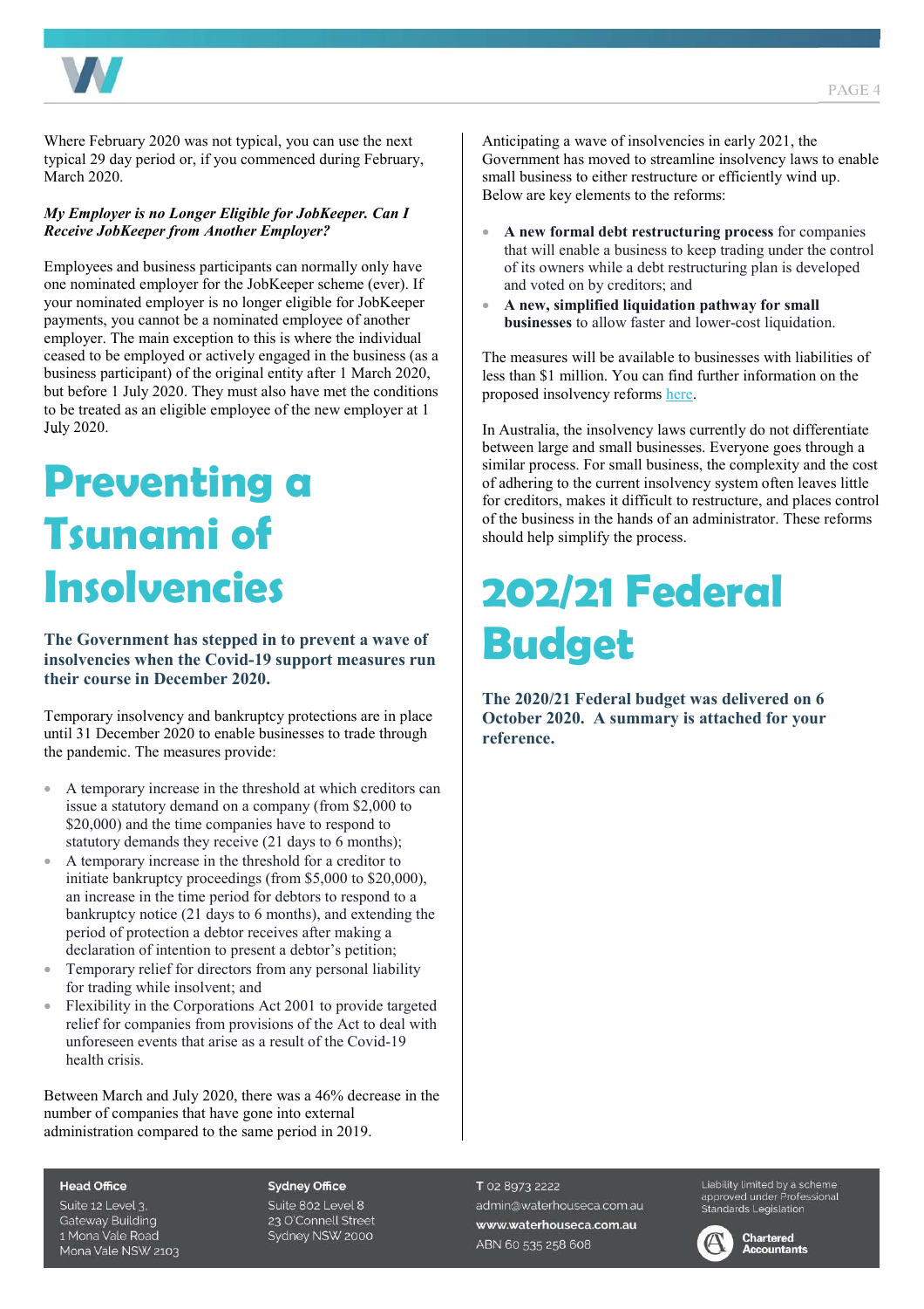Where February 2020 was not typical, you can use the next typical 29 day period or, if you commenced during February, March 2020.

***My Employer is no Longer Eligible for JobKeeper. Can I Receive JobKeeper from Another Employer?***

Employees and business participants can normally only have one nominated employer for the JobKeeper scheme (ever). If your nominated employer is no longer eligible for JobKeeper payments, you cannot be a nominated employee of another employer. The main exception to this is where the individual ceased to be employed or actively engaged in the business (as a business participant) of the original entity after 1 March 2020, but before 1 July 2020. They must also have met the conditions to be treated as an eligible employee of the new employer at 1 July 2020.

# Preventing a Tsunami of Insolvencies

**The Government has stepped in to prevent a wave of insolvencies when the Covid-19 support measures run their course in December 2020.**

Temporary insolvency and bankruptcy protections are in place until 31 December 2020 to enable businesses to trade through the pandemic. The measures provide:

- A temporary increase in the threshold at which creditors can issue a statutory demand on a company (from $2,000 to $20,000) and the time companies have to respond to statutory demands they receive (21 days to 6 months);
- A temporary increase in the threshold for a creditor to initiate bankruptcy proceedings (from $5,000 to $20,000), an increase in the time period for debtors to respond to a bankruptcy notice (21 days to 6 months), and extending the period of protection a debtor receives after making a declaration of intention to present a debtor's petition;
- Temporary relief for directors from any personal liability for trading while insolvent; and
- Flexibility in the Corporations Act 2001 to provide targeted relief for companies from provisions of the Act to deal with unforeseen events that arise as a result of the Covid-19 health crisis.

Between March and July 2020, there was a 46% decrease in the number of companies that have gone into external administration compared to the same period in 2019.

Anticipating a wave of insolvencies in early 2021, the Government has moved to streamline insolvency laws to enable small business to either restructure or efficiently wind up. Below are key elements to the reforms:

- **A new formal debt restructuring process** for companies that will enable a business to keep trading under the control of its owners while a debt restructuring plan is developed and voted on by creditors; and
- **A new, simplified liquidation pathway for small businesses** to allow faster and lower-cost liquidation.

The measures will be available to businesses with liabilities of less than $1 million. You can find further information on the proposed insolvency reforms here.

In Australia, the insolvency laws currently do not differentiate between large and small businesses. Everyone goes through a similar process. For small business, the complexity and the cost of adhering to the current insolvency system often leaves little for creditors, makes it difficult to restructure, and places control of the business in the hands of an administrator. These reforms should help simplify the process.

# 202/21 Federal Budget

**The 2020/21 Federal budget was delivered on 6 October 2020. A summary is attached for your reference.**